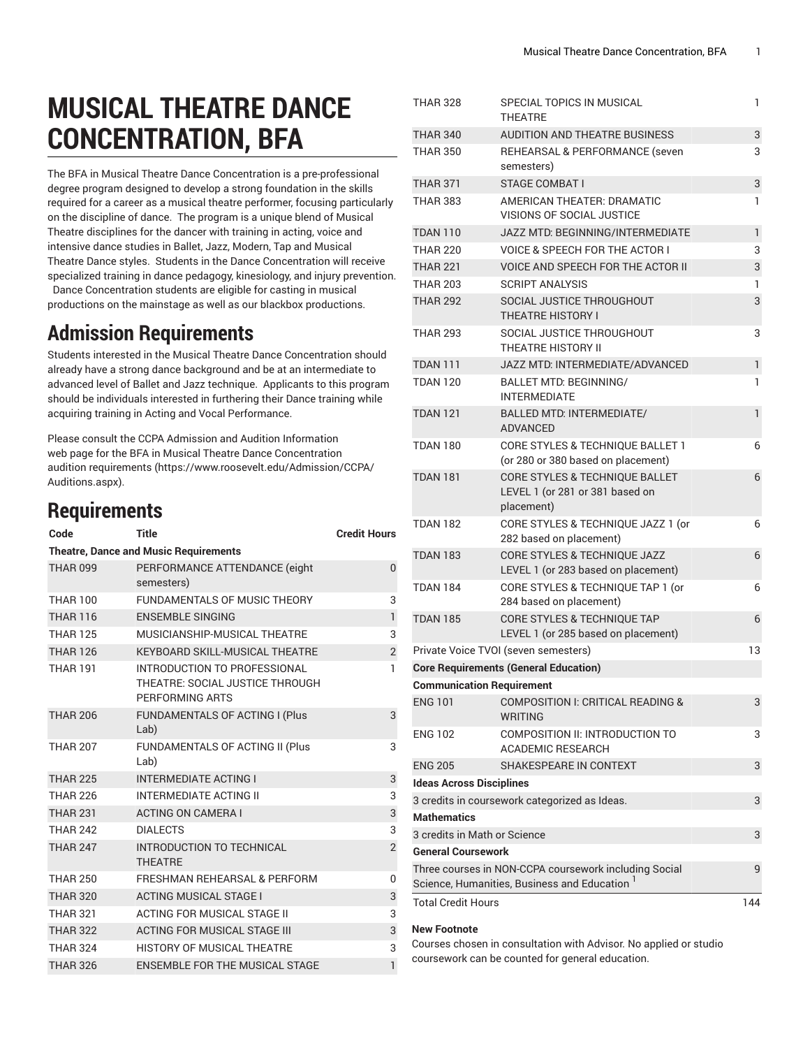# MUSICAL THEATRE DANCE CONCENTRATION, BFA

The BFA in Musical Theatre Dance Concentration is a pre-professional degree program designed to develop a strong foundation in the skills required for a career as a musical theatre performer, focusing particularly on the discipline of dance. The program is a unique blend of Musical Theatre disciplines for the dancer with training in acting, voice and intensive dance studies in Ballet, Jazz, Modern, Tap and Musical Theatre Dance styles. Students in the Dance Concentration will receive specialized training in dance pedagogy, kinesiology, and injury prevention. Dance Concentration students are eligible for casting in musical productions on the mainstage as well as our blackbox productions.

## Admission Requirements

Students interested in the Musical Theatre Dance Concentration should already have a strong dance background and be at an intermediate to advanced level of Ballet and Jazz technique. Applicants to this program should be individuals interested in furthering their Dance training while acquiring training in Acting and Vocal Performance.

Please consult the CCPA Admission and Audition Information web page for the BFA in Musical Theatre Dance Concentration audition requirements (https://www.roosevelt.edu/Admission/CCPA/Auditions.aspx).

## Requirements

| Code | Title | Credit Hours |
|---|---|---|
| **Theatre, Dance and Music Requirements** | | |
| THAR 099 | PERFORMANCE ATTENDANCE (eight semesters) | 0 |
| THAR 100 | FUNDAMENTALS OF MUSIC THEORY | 3 |
| THAR 116 | ENSEMBLE SINGING | 1 |
| THAR 125 | MUSICIANSHIP-MUSICAL THEATRE | 3 |
| THAR 126 | KEYBOARD SKILL-MUSICAL THEATRE | 2 |
| THAR 191 | INTRODUCTION TO PROFESSIONAL THEATRE: SOCIAL JUSTICE THROUGH PERFORMING ARTS | 1 |
| THAR 206 | FUNDAMENTALS OF ACTING I (Plus Lab) | 3 |
| THAR 207 | FUNDAMENTALS OF ACTING II (Plus Lab) | 3 |
| THAR 225 | INTERMEDIATE ACTING I | 3 |
| THAR 226 | INTERMEDIATE ACTING II | 3 |
| THAR 231 | ACTING ON CAMERA I | 3 |
| THAR 242 | DIALECTS | 3 |
| THAR 247 | INTRODUCTION TO TECHNICAL THEATRE | 2 |
| THAR 250 | FRESHMAN REHEARSAL & PERFORM | 0 |
| THAR 320 | ACTING MUSICAL STAGE I | 3 |
| THAR 321 | ACTING FOR MUSICAL STAGE II | 3 |
| THAR 322 | ACTING FOR MUSICAL STAGE III | 3 |
| THAR 324 | HISTORY OF MUSICAL THEATRE | 3 |
| THAR 326 | ENSEMBLE FOR THE MUSICAL STAGE | 1 |
| THAR 328 | SPECIAL TOPICS IN MUSICAL THEATRE | 1 |
| THAR 340 | AUDITION AND THEATRE BUSINESS | 3 |
| THAR 350 | REHEARSAL & PERFORMANCE (seven semesters) | 3 |
| THAR 371 | STAGE COMBAT I | 3 |
| THAR 383 | AMERICAN THEATER: DRAMATIC VISIONS OF SOCIAL JUSTICE | 1 |
| TDAN 110 | JAZZ MTD: BEGINNING/INTERMEDIATE | 1 |
| THAR 220 | VOICE & SPEECH FOR THE ACTOR I | 3 |
| THAR 221 | VOICE AND SPEECH FOR THE ACTOR II | 3 |
| THAR 203 | SCRIPT ANALYSIS | 1 |
| THAR 292 | SOCIAL JUSTICE THROUGHOUT THEATRE HISTORY I | 3 |
| THAR 293 | SOCIAL JUSTICE THROUGHOUT THEATRE HISTORY II | 3 |
| TDAN 111 | JAZZ MTD: INTERMEDIATE/ADVANCED | 1 |
| TDAN 120 | BALLET MTD: BEGINNING/INTERMEDIATE | 1 |
| TDAN 121 | BALLED MTD: INTERMEDIATE/ADVANCED | 1 |
| TDAN 180 | CORE STYLES & TECHNIQUE BALLET 1 (or 280 or 380 based on placement) | 6 |
| TDAN 181 | CORE STYLES & TECHNIQUE BALLET LEVEL 1 (or 281 or 381 based on placement) | 6 |
| TDAN 182 | CORE STYLES & TECHNIQUE JAZZ 1 (or 282 based on placement) | 6 |
| TDAN 183 | CORE STYLES & TECHNIQUE JAZZ LEVEL 1 (or 283 based on placement) | 6 |
| TDAN 184 | CORE STYLES & TECHNIQUE TAP 1 (or 284 based on placement) | 6 |
| TDAN 185 | CORE STYLES & TECHNIQUE TAP LEVEL 1 (or 285 based on placement) | 6 |
| Private Voice TVOI (seven semesters) | | 13 |
| **Core Requirements (General Education)** | | |
| **Communication Requirement** | | |
| ENG 101 | COMPOSITION I: CRITICAL READING & WRITING | 3 |
| ENG 102 | COMPOSITION II: INTRODUCTION TO ACADEMIC RESEARCH | 3 |
| ENG 205 | SHAKESPEARE IN CONTEXT | 3 |
| **Ideas Across Disciplines** | | |
| 3 credits in coursework categorized as Ideas. | | 3 |
| **Mathematics** | | |
| 3 credits in Math or Science | | 3 |
| **General Coursework** | | |
| Three courses in NON-CCPA coursework including Social Science, Humanities, Business and Education [1] | | 9 |
| Total Credit Hours | | 144 |

**New Footnote**

Courses chosen in consultation with Advisor. No applied or studio coursework can be counted for general education.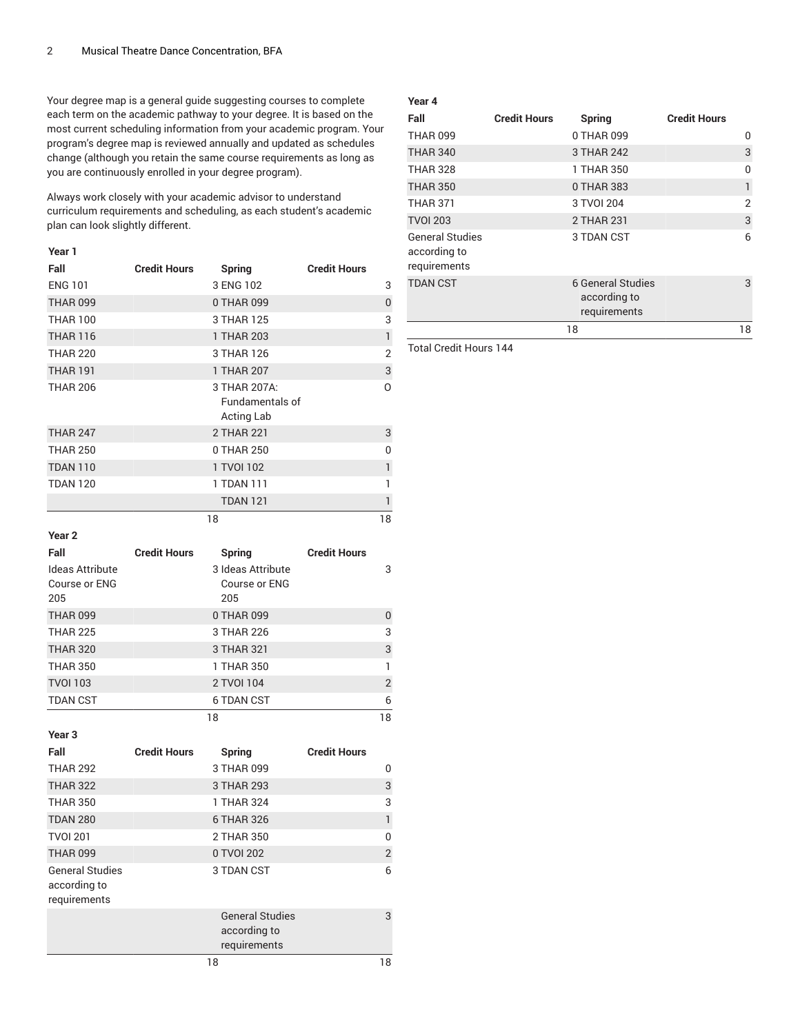Your degree map is a general guide suggesting courses to complete each term on the academic pathway to your degree. It is based on the most current scheduling information from your academic program. Your program's degree map is reviewed annually and updated as schedules change (although you retain the same course requirements as long as you are continuously enrolled in your degree program).

Always work closely with your academic advisor to understand curriculum requirements and scheduling, as each student's academic plan can look slightly different.

**Year 1**

| Fall | Credit Hours | Spring | Credit Hours |
|---|---|---|---|
| ENG 101 | 3 | ENG 102 | 3 |
| THAR 099 | 0 | THAR 099 | 0 |
| THAR 100 | 3 | THAR 125 | 3 |
| THAR 116 | 1 | THAR 203 | 1 |
| THAR 220 | 3 | THAR 126 | 2 |
| THAR 191 | 1 | THAR 207 | 3 |
| THAR 206 | 3 | THAR 207A: Fundamentals of Acting Lab | O |
| THAR 247 | 2 | THAR 221 | 3 |
| THAR 250 | 0 | THAR 250 | 0 |
| TDAN 110 | 1 | TVOI 102 | 1 |
| TDAN 120 | 1 | TDAN 111 | 1 |
| | | TDAN 121 | 1 |
| | 18 | | 18 |

**Year 2**

| Fall | Credit Hours | Spring | Credit Hours |
|---|---|---|---|
| Ideas Attribute Course or ENG 205 | 3 | Ideas Attribute Course or ENG 205 | 3 |
| THAR 099 | 0 | THAR 099 | 0 |
| THAR 225 | 3 | THAR 226 | 3 |
| THAR 320 | 3 | THAR 321 | 3 |
| THAR 350 | 1 | THAR 350 | 1 |
| TVOI 103 | 2 | TVOI 104 | 2 |
| TDAN CST | 6 | TDAN CST | 6 |
| | 18 | | 18 |

**Year 3**

| Fall | Credit Hours | Spring | Credit Hours |
|---|---|---|---|
| THAR 292 | 3 | THAR 099 | 0 |
| THAR 322 | 3 | THAR 293 | 3 |
| THAR 350 | 1 | THAR 324 | 3 |
| TDAN 280 | 6 | THAR 326 | 1 |
| TVOI 201 | 2 | THAR 350 | 0 |
| THAR 099 | 0 | TVOI 202 | 2 |
| General Studies according to requirements | 3 | TDAN CST | 6 |
| | | General Studies according to requirements | 3 |
| | 18 | | 18 |

**Year 4**

| Fall | Credit Hours | Spring | Credit Hours |
|---|---|---|---|
| THAR 099 | 0 | THAR 099 | 0 |
| THAR 340 | 3 | THAR 242 | 3 |
| THAR 328 | 1 | THAR 350 | 0 |
| THAR 350 | 0 | THAR 383 | 1 |
| THAR 371 | 3 | TVOI 204 | 2 |
| TVOI 203 | 2 | THAR 231 | 3 |
| General Studies according to requirements | 3 | TDAN CST | 6 |
| TDAN CST | 6 | General Studies according to requirements | 3 |
| | 18 | | 18 |

Total Credit Hours 144